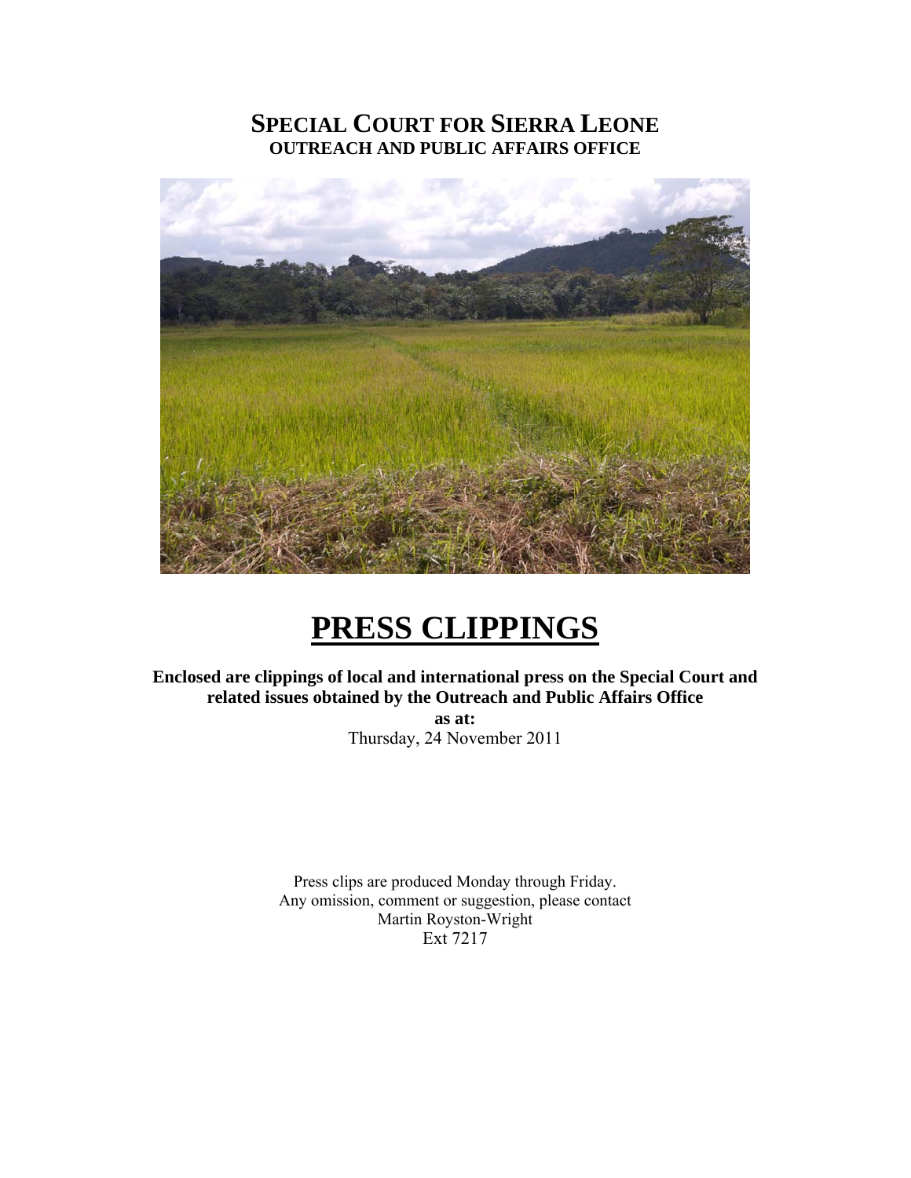# SPECIAL COURT FOR SIERRA LEONE

**OUTREACH AND PUBLIC AFFAIRS OFFICE**

# PRESS CLIPPINGS

**Enclosed are clippings of local and international press on the Special Court and related issues obtained by the Outreach and Public Affairs Office**

**as at:**

Thursday, 24 November 2011

Press clips are produced Monday through Friday.
Any omission, comment or suggestion, please contact
Martin Royston-Wright
Ext 7217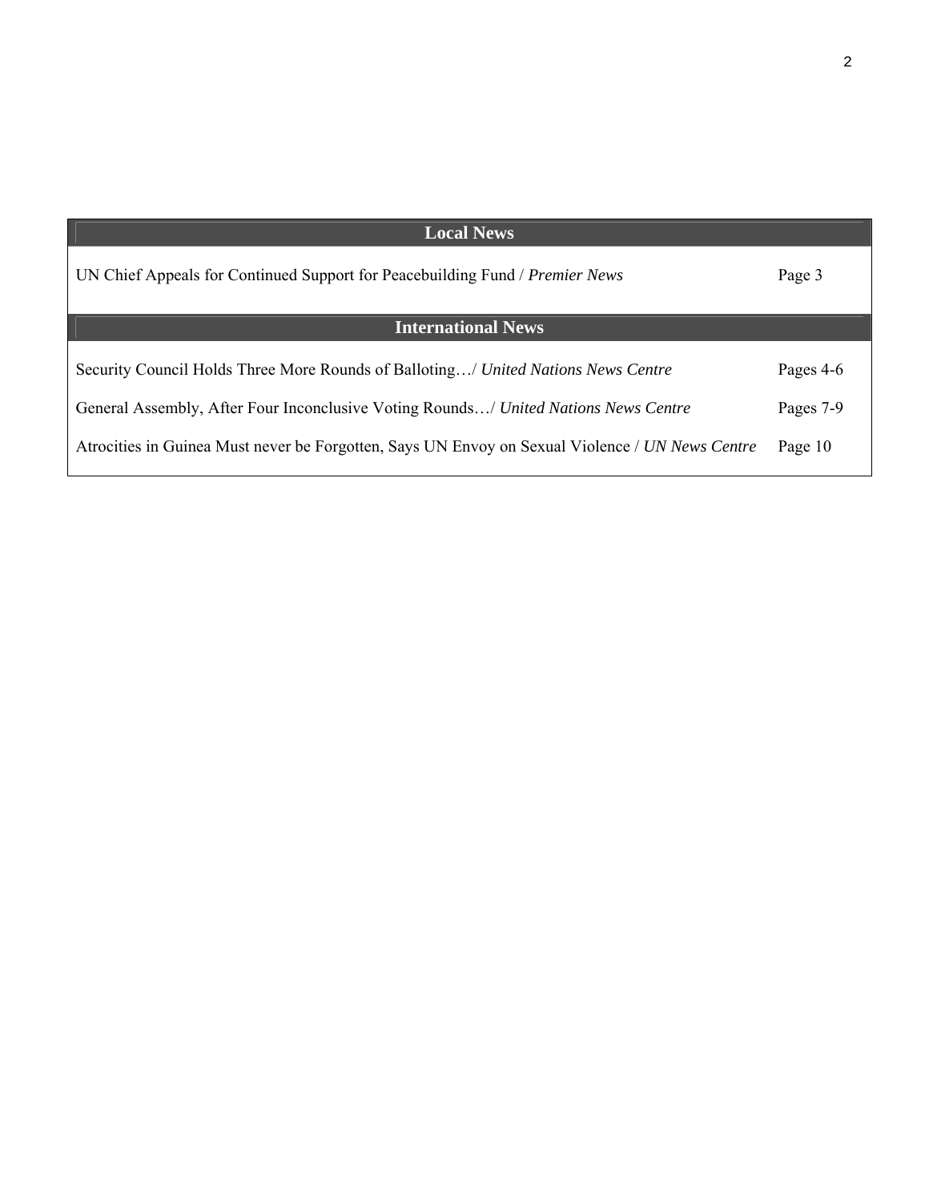| Local News | |
|---|---|
| UN Chief Appeals for Continued Support for Peacebuilding Fund / *Premier News* | Page 3 |
| **International News** | |
| Security Council Holds Three More Rounds of Balloting…/ *United Nations News Centre* | Pages 4-6 |
| General Assembly, After Four Inconclusive Voting Rounds…/ *United Nations News Centre* | Pages 7-9 |
| Atrocities in Guinea Must never be Forgotten, Says UN Envoy on Sexual Violence / *UN News Centre* | Page 10 |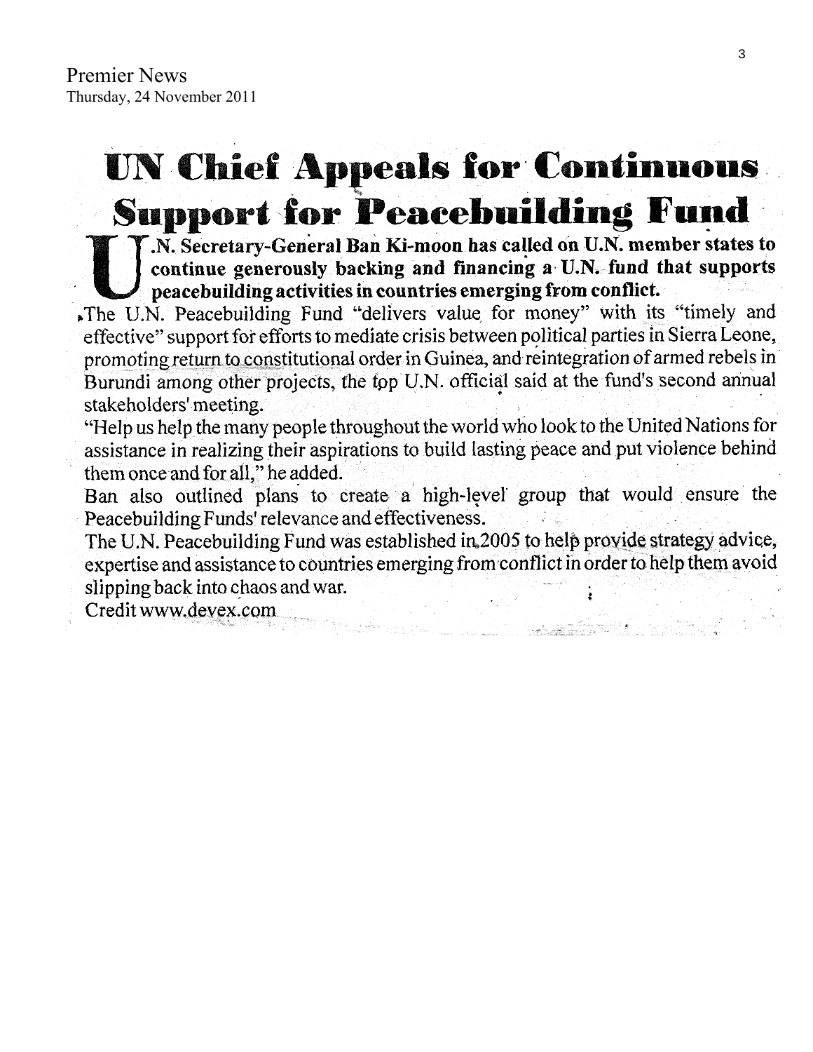Premier News
Thursday, 24 November 2011

# UN Chief Appeals for Continuous Support for Peacebuilding Fund

**U.N. Secretary-General Ban Ki-moon has called on U.N. member states to continue generously backing and financing a U.N. fund that supports peacebuilding activities in countries emerging from conflict.**

The U.N. Peacebuilding Fund "delivers value for money" with its "timely and effective" support for efforts to mediate crisis between political parties in Sierra Leone, promoting return to constitutional order in Guinea, and reintegration of armed rebels in Burundi among other projects, the top U.N. official said at the fund's second annual stakeholders' meeting.

"Help us help the many people throughout the world who look to the United Nations for assistance in realizing their aspirations to build lasting peace and put violence behind them once and for all," he added.

Ban also outlined plans to create a high-level group that would ensure the Peacebuilding Funds' relevance and effectiveness.

The U.N. Peacebuilding Fund was established in 2005 to help provide strategy advice, expertise and assistance to countries emerging from conflict in order to help them avoid slipping back into chaos and war.

Credit www.devex.com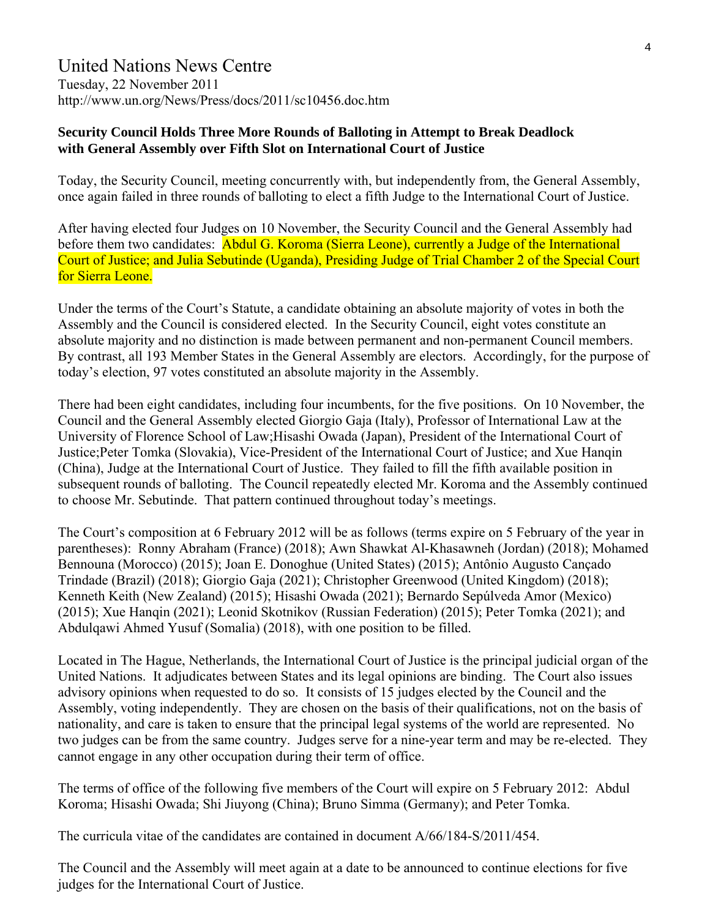# United Nations News Centre

Tuesday, 22 November 2011
http://www.un.org/News/Press/docs/2011/sc10456.doc.htm

**Security Council Holds Three More Rounds of Balloting in Attempt to Break Deadlock with General Assembly over Fifth Slot on International Court of Justice**

Today, the Security Council, meeting concurrently with, but independently from, the General Assembly, once again failed in three rounds of balloting to elect a fifth Judge to the International Court of Justice.

After having elected four Judges on 10 November, the Security Council and the General Assembly had before them two candidates: Abdul G. Koroma (Sierra Leone), currently a Judge of the International Court of Justice; and Julia Sebutinde (Uganda), Presiding Judge of Trial Chamber 2 of the Special Court for Sierra Leone.

Under the terms of the Court's Statute, a candidate obtaining an absolute majority of votes in both the Assembly and the Council is considered elected. In the Security Council, eight votes constitute an absolute majority and no distinction is made between permanent and non-permanent Council members. By contrast, all 193 Member States in the General Assembly are electors. Accordingly, for the purpose of today's election, 97 votes constituted an absolute majority in the Assembly.

There had been eight candidates, including four incumbents, for the five positions. On 10 November, the Council and the General Assembly elected Giorgio Gaja (Italy), Professor of International Law at the University of Florence School of Law;Hisashi Owada (Japan), President of the International Court of Justice;Peter Tomka (Slovakia), Vice-President of the International Court of Justice; and Xue Hanqin (China), Judge at the International Court of Justice. They failed to fill the fifth available position in subsequent rounds of balloting. The Council repeatedly elected Mr. Koroma and the Assembly continued to choose Mr. Sebutinde. That pattern continued throughout today's meetings.

The Court's composition at 6 February 2012 will be as follows (terms expire on 5 February of the year in parentheses): Ronny Abraham (France) (2018); Awn Shawkat Al-Khasawneh (Jordan) (2018); Mohamed Bennouna (Morocco) (2015); Joan E. Donoghue (United States) (2015); Antônio Augusto Cançado Trindade (Brazil) (2018); Giorgio Gaja (2021); Christopher Greenwood (United Kingdom) (2018); Kenneth Keith (New Zealand) (2015); Hisashi Owada (2021); Bernardo Sepúlveda Amor (Mexico) (2015); Xue Hanqin (2021); Leonid Skotnikov (Russian Federation) (2015); Peter Tomka (2021); and Abdulqawi Ahmed Yusuf (Somalia) (2018), with one position to be filled.

Located in The Hague, Netherlands, the International Court of Justice is the principal judicial organ of the United Nations. It adjudicates between States and its legal opinions are binding. The Court also issues advisory opinions when requested to do so. It consists of 15 judges elected by the Council and the Assembly, voting independently. They are chosen on the basis of their qualifications, not on the basis of nationality, and care is taken to ensure that the principal legal systems of the world are represented. No two judges can be from the same country. Judges serve for a nine-year term and may be re-elected. They cannot engage in any other occupation during their term of office.

The terms of office of the following five members of the Court will expire on 5 February 2012: Abdul Koroma; Hisashi Owada; Shi Jiuyong (China); Bruno Simma (Germany); and Peter Tomka.

The curricula vitae of the candidates are contained in document A/66/184-S/2011/454.

The Council and the Assembly will meet again at a date to be announced to continue elections for five judges for the International Court of Justice.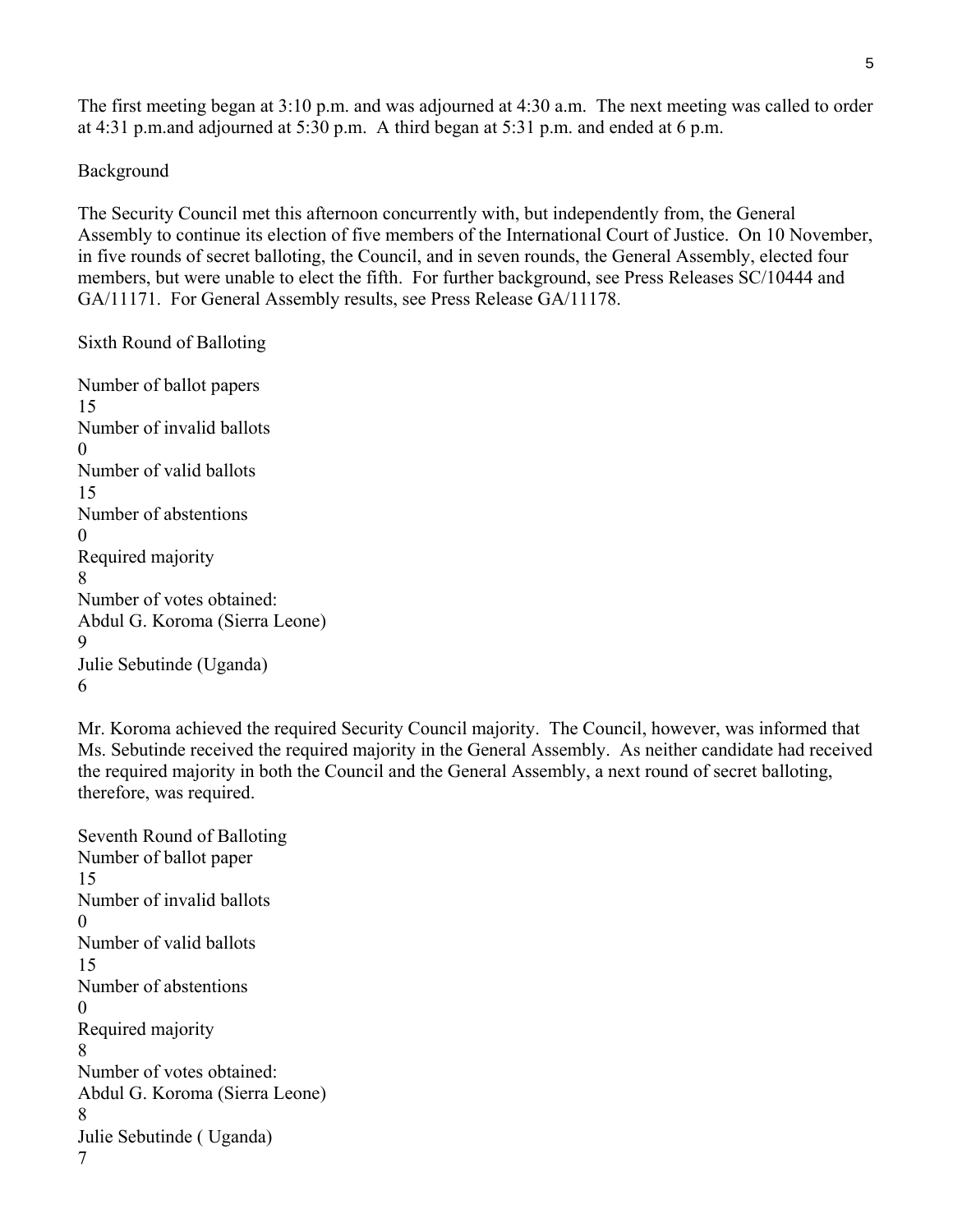The first meeting began at 3:10 p.m. and was adjourned at 4:30 a.m.  The next meeting was called to order at 4:31 p.m.and adjourned at 5:30 p.m.  A third began at 5:31 p.m. and ended at 6 p.m.

Background

The Security Council met this afternoon concurrently with, but independently from, the General Assembly to continue its election of five members of the International Court of Justice.  On 10 November, in five rounds of secret balloting, the Council, and in seven rounds, the General Assembly, elected four members, but were unable to elect the fifth.  For further background, see Press Releases SC/10444 and GA/11171.  For General Assembly results, see Press Release GA/11178.

Sixth Round of Balloting

Number of ballot papers
15
Number of invalid ballots
0
Number of valid ballots
15
Number of abstentions
0
Required majority
8
Number of votes obtained:
Abdul G. Koroma (Sierra Leone)
9
Julie Sebutinde (Uganda)
6

Mr. Koroma achieved the required Security Council majority.  The Council, however, was informed that Ms. Sebutinde received the required majority in the General Assembly.  As neither candidate had received the required majority in both the Council and the General Assembly, a next round of secret balloting, therefore, was required.

Seventh Round of Balloting
Number of ballot paper
15
Number of invalid ballots
0
Number of valid ballots
15
Number of abstentions
0
Required majority
8
Number of votes obtained:
Abdul G. Koroma (Sierra Leone)
8
Julie Sebutinde ( Uganda)
7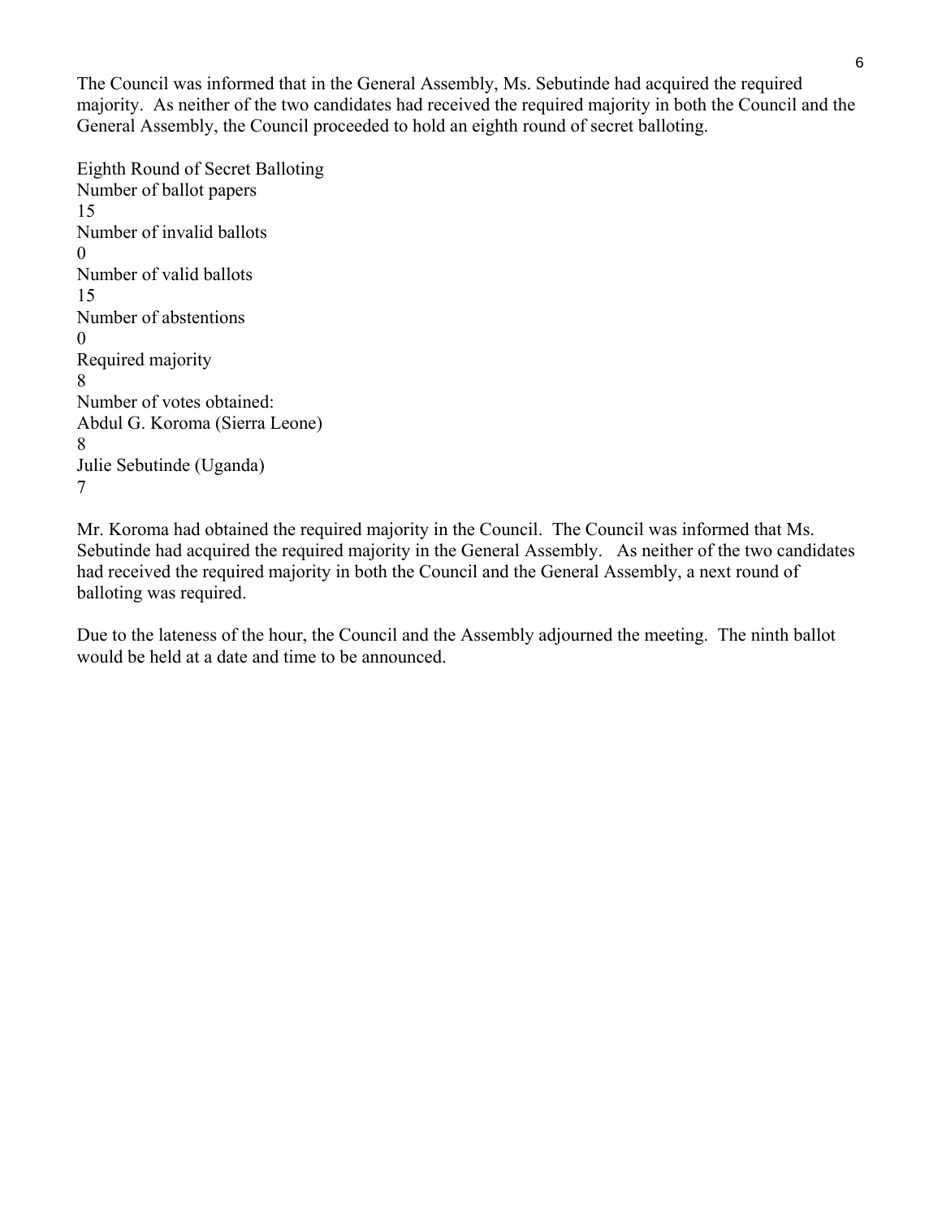The Council was informed that in the General Assembly, Ms. Sebutinde had acquired the required majority. As neither of the two candidates had received the required majority in both the Council and the General Assembly, the Council proceeded to hold an eighth round of secret balloting.

Eighth Round of Secret Balloting

| | |
|---|---|
| Number of ballot papers | 15 |
| Number of invalid ballots | 0 |
| Number of valid ballots | 15 |
| Number of abstentions | 0 |
| Required majority | 8 |
| Number of votes obtained: | |
| Abdul G. Koroma (Sierra Leone) | 8 |
| Julie Sebutinde (Uganda) | 7 |

Mr. Koroma had obtained the required majority in the Council. The Council was informed that Ms. Sebutinde had acquired the required majority in the General Assembly. As neither of the two candidates had received the required majority in both the Council and the General Assembly, a next round of balloting was required.

Due to the lateness of the hour, the Council and the Assembly adjourned the meeting. The ninth ballot would be held at a date and time to be announced.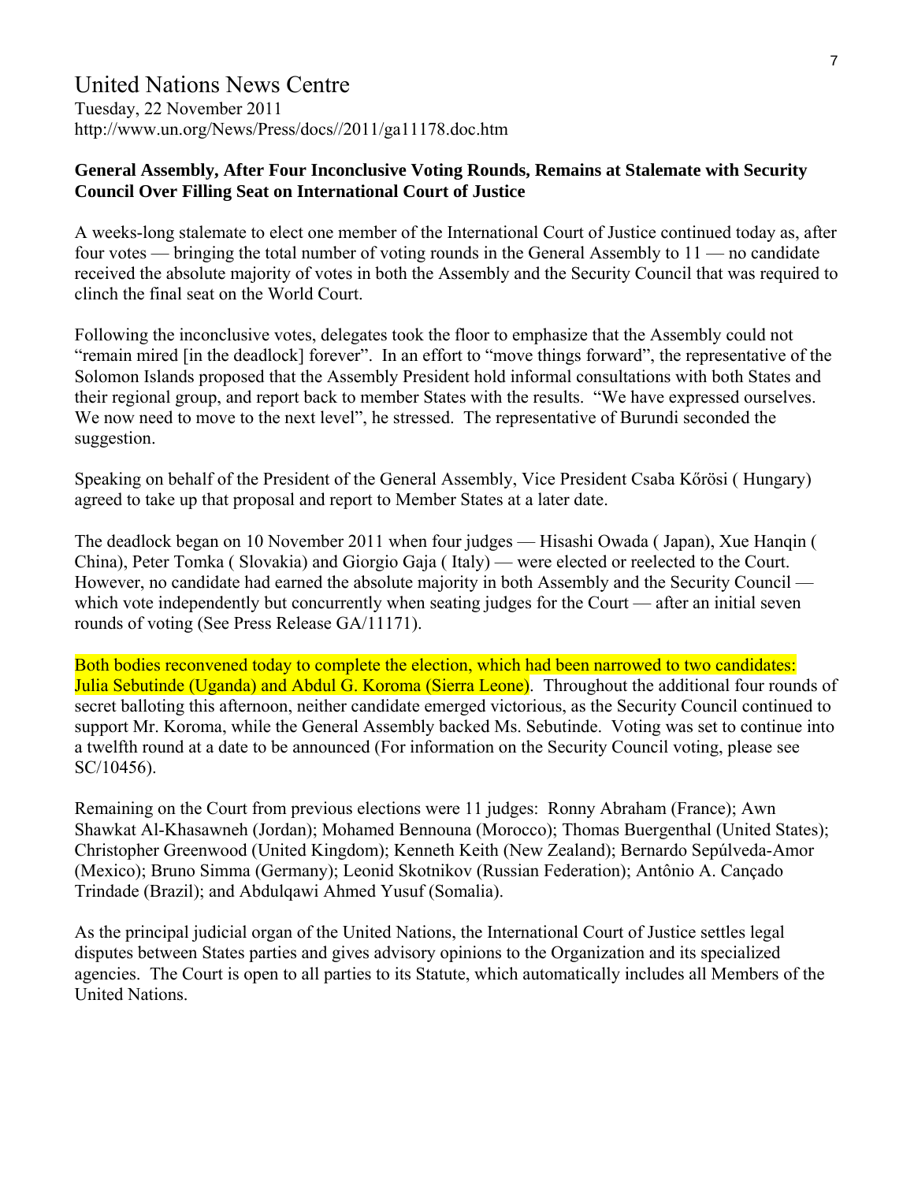# United Nations News Centre

Tuesday, 22 November 2011
http://www.un.org/News/Press/docs//2011/ga11178.doc.htm

**General Assembly, After Four Inconclusive Voting Rounds, Remains at Stalemate with Security Council Over Filling Seat on International Court of Justice**

A weeks-long stalemate to elect one member of the International Court of Justice continued today as, after four votes — bringing the total number of voting rounds in the General Assembly to 11 — no candidate received the absolute majority of votes in both the Assembly and the Security Council that was required to clinch the final seat on the World Court.

Following the inconclusive votes, delegates took the floor to emphasize that the Assembly could not "remain mired [in the deadlock] forever". In an effort to "move things forward", the representative of the Solomon Islands proposed that the Assembly President hold informal consultations with both States and their regional group, and report back to member States with the results. "We have expressed ourselves. We now need to move to the next level", he stressed. The representative of Burundi seconded the suggestion.

Speaking on behalf of the President of the General Assembly, Vice President Csaba Kőrösi ( Hungary) agreed to take up that proposal and report to Member States at a later date.

The deadlock began on 10 November 2011 when four judges — Hisashi Owada ( Japan), Xue Hanqin ( China), Peter Tomka ( Slovakia) and Giorgio Gaja ( Italy) — were elected or reelected to the Court. However, no candidate had earned the absolute majority in both Assembly and the Security Council — which vote independently but concurrently when seating judges for the Court — after an initial seven rounds of voting (See Press Release GA/11171).

Both bodies reconvened today to complete the election, which had been narrowed to two candidates: Julia Sebutinde (Uganda) and Abdul G. Koroma (Sierra Leone). Throughout the additional four rounds of secret balloting this afternoon, neither candidate emerged victorious, as the Security Council continued to support Mr. Koroma, while the General Assembly backed Ms. Sebutinde. Voting was set to continue into a twelfth round at a date to be announced (For information on the Security Council voting, please see SC/10456).

Remaining on the Court from previous elections were 11 judges: Ronny Abraham (France); Awn Shawkat Al-Khasawneh (Jordan); Mohamed Bennouna (Morocco); Thomas Buergenthal (United States); Christopher Greenwood (United Kingdom); Kenneth Keith (New Zealand); Bernardo Sepúlveda-Amor (Mexico); Bruno Simma (Germany); Leonid Skotnikov (Russian Federation); Antônio A. Cançado Trindade (Brazil); and Abdulqawi Ahmed Yusuf (Somalia).

As the principal judicial organ of the United Nations, the International Court of Justice settles legal disputes between States parties and gives advisory opinions to the Organization and its specialized agencies. The Court is open to all parties to its Statute, which automatically includes all Members of the United Nations.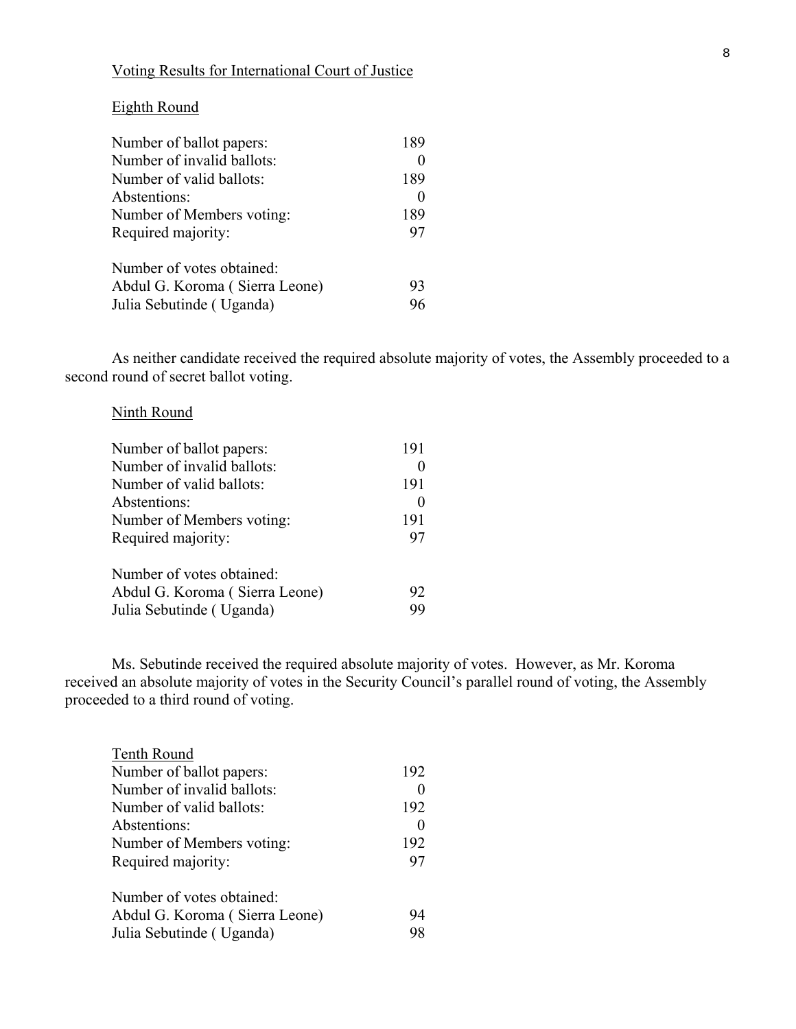Voting Results for International Court of Justice

Eighth Round

| | |
|---|---|
| Number of ballot papers: | 189 |
| Number of invalid ballots: | 0 |
| Number of valid ballots: | 189 |
| Abstentions: | 0 |
| Number of Members voting: | 189 |
| Required majority: | 97 |

| Number of votes obtained: | |
|---|---|
| Abdul G. Koroma ( Sierra Leone) | 93 |
| Julia Sebutinde ( Uganda) | 96 |

As neither candidate received the required absolute majority of votes, the Assembly proceeded to a second round of secret ballot voting.

Ninth Round

| | |
|---|---|
| Number of ballot papers: | 191 |
| Number of invalid ballots: | 0 |
| Number of valid ballots: | 191 |
| Abstentions: | 0 |
| Number of Members voting: | 191 |
| Required majority: | 97 |

| Number of votes obtained: | |
|---|---|
| Abdul G. Koroma ( Sierra Leone) | 92 |
| Julia Sebutinde ( Uganda) | 99 |

Ms. Sebutinde received the required absolute majority of votes. However, as Mr. Koroma received an absolute majority of votes in the Security Council's parallel round of voting, the Assembly proceeded to a third round of voting.

Tenth Round

| | |
|---|---|
| Number of ballot papers: | 192 |
| Number of invalid ballots: | 0 |
| Number of valid ballots: | 192 |
| Abstentions: | 0 |
| Number of Members voting: | 192 |
| Required majority: | 97 |

| Number of votes obtained: | |
|---|---|
| Abdul G. Koroma ( Sierra Leone) | 94 |
| Julia Sebutinde ( Uganda) | 98 |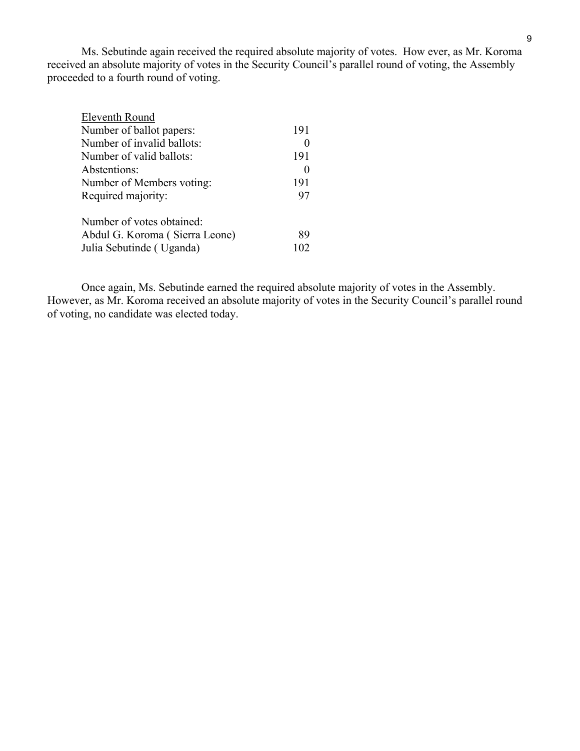Ms. Sebutinde again received the required absolute majority of votes. How ever, as Mr. Koroma received an absolute majority of votes in the Security Council's parallel round of voting, the Assembly proceeded to a fourth round of voting.

<u>Eleventh Round</u>

| | |
|---|---|
| Number of ballot papers: | 191 |
| Number of invalid ballots: | 0 |
| Number of valid ballots: | 191 |
| Abstentions: | 0 |
| Number of Members voting: | 191 |
| Required majority: | 97 |
| | |
| Number of votes obtained: | |
| Abdul G. Koroma ( Sierra Leone) | 89 |
| Julia Sebutinde ( Uganda) | 102 |

Once again, Ms. Sebutinde earned the required absolute majority of votes in the Assembly. However, as Mr. Koroma received an absolute majority of votes in the Security Council's parallel round of voting, no candidate was elected today.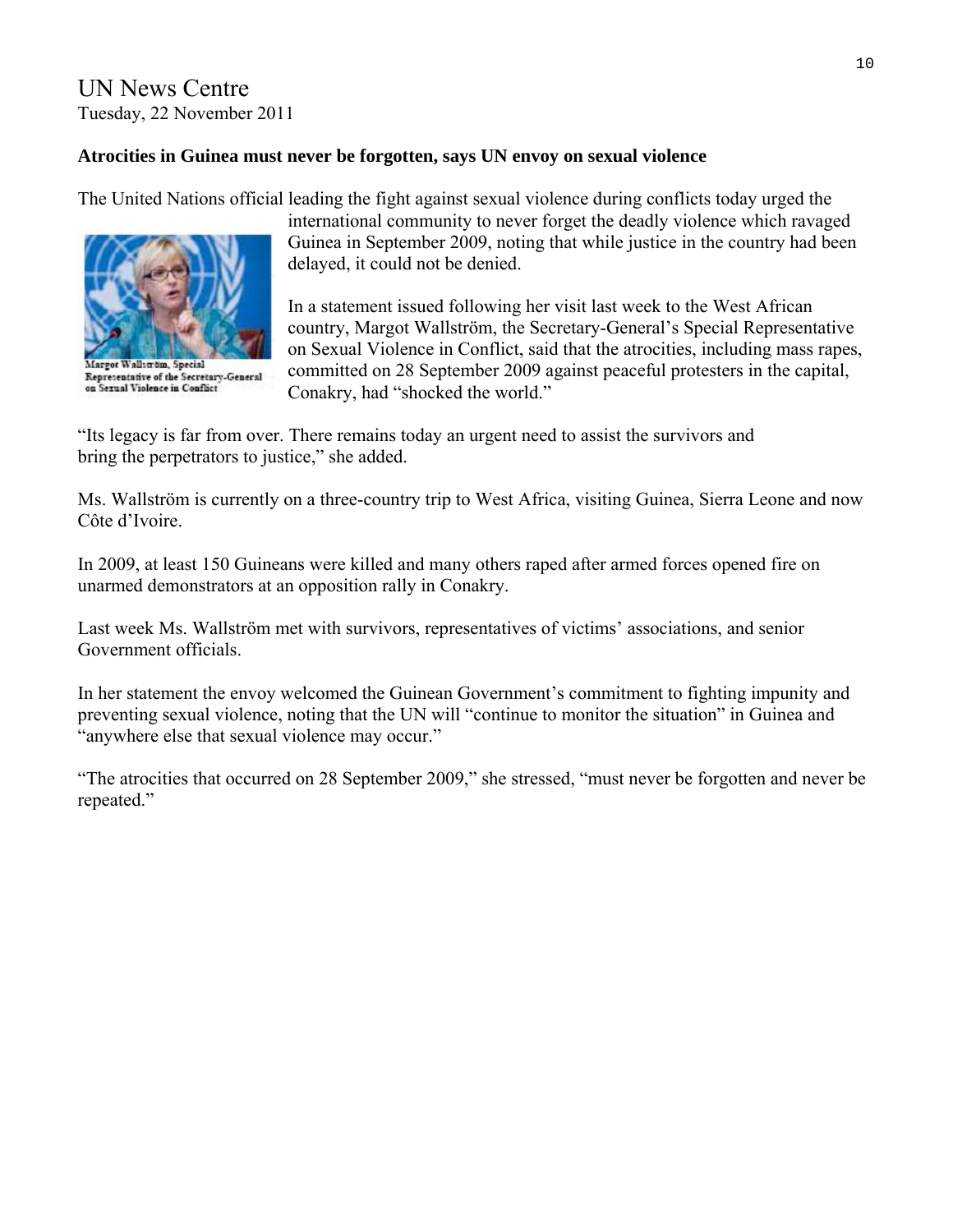# UN News Centre

Tuesday, 22 November 2011

**Atrocities in Guinea must never be forgotten, says UN envoy on sexual violence**

The United Nations official leading the fight against sexual violence during conflicts today urged the international community to never forget the deadly violence which ravaged Guinea in September 2009, noting that while justice in the country had been delayed, it could not be denied.

Margot Wallström, Special Representative of the Secretary-General on Sexual Violence in Conflict

In a statement issued following her visit last week to the West African country, Margot Wallström, the Secretary-General's Special Representative on Sexual Violence in Conflict, said that the atrocities, including mass rapes, committed on 28 September 2009 against peaceful protesters in the capital, Conakry, had "shocked the world."

"Its legacy is far from over. There remains today an urgent need to assist the survivors and bring the perpetrators to justice," she added.

Ms. Wallström is currently on a three-country trip to West Africa, visiting Guinea, Sierra Leone and now Côte d'Ivoire.

In 2009, at least 150 Guineans were killed and many others raped after armed forces opened fire on unarmed demonstrators at an opposition rally in Conakry.

Last week Ms. Wallström met with survivors, representatives of victims' associations, and senior Government officials.

In her statement the envoy welcomed the Guinean Government's commitment to fighting impunity and preventing sexual violence, noting that the UN will "continue to monitor the situation" in Guinea and "anywhere else that sexual violence may occur."

"The atrocities that occurred on 28 September 2009," she stressed, "must never be forgotten and never be repeated."